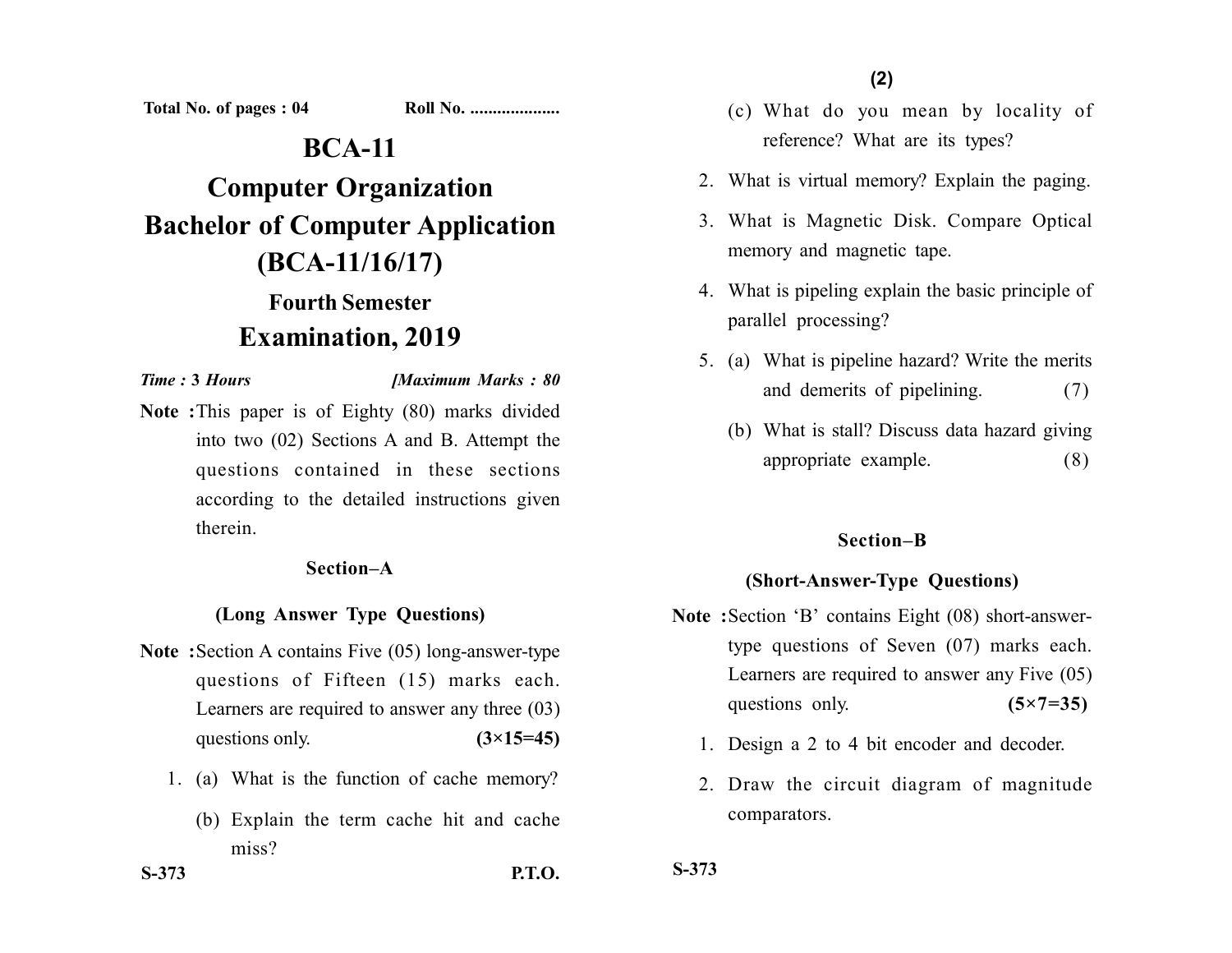Total No. of pages : 04 Roll No. ....................

# BCA-11

# Computer Organization

# Bachelor of Computer Application (BCA-11/16/17)

## Fourth Semester

## Examination, 2019

*Time :* **3** *Hours* *[Maximum Marks : 80*

**Note :** This paper is of Eighty (80) marks divided into two (02) Sections A and B. Attempt the questions contained in these sections according to the detailed instructions given therein.

### Section–A

### (Long Answer Type Questions)

**Note :** Section A contains Five (05) long-answer-type questions of Fifteen (15) marks each. Learners are required to answer any three (03) questions only. **(3×15=45)**

1. (a) What is the function of cache memory?

   (b) Explain the term cache hit and cache miss?

   (c) What do you mean by locality of reference? What are its types?

2. What is virtual memory? Explain the paging.

3. What is Magnetic Disk. Compare Optical memory and magnetic tape.

4. What is pipeling explain the basic principle of parallel processing?

5. (a) What is pipeline hazard? Write the merits and demerits of pipelining. (7)

   (b) What is stall? Discuss data hazard giving appropriate example. (8)

### Section–B

### (Short-Answer-Type Questions)

**Note :** Section 'B' contains Eight (08) short-answer-type questions of Seven (07) marks each. Learners are required to answer any Five (05) questions only. **(5×7=35)**

1. Design a 2 to 4 bit encoder and decoder.

2. Draw the circuit diagram of magnitude comparators.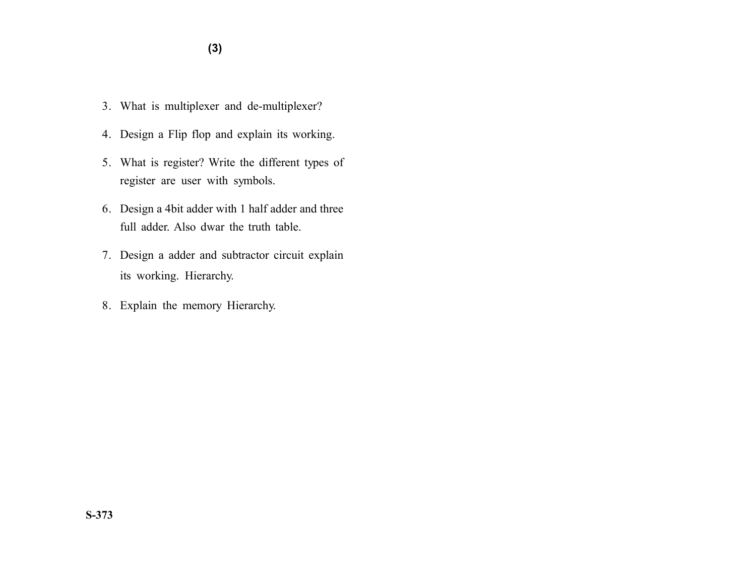3. What is multiplexer and de-multiplexer?

4. Design a Flip flop and explain its working.

5. What is register? Write the different types of register are user with symbols.

6. Design a 4bit adder with 1 half adder and three full adder. Also dwar the truth table.

7. Design a adder and subtractor circuit explain its working. Hierarchy.

8. Explain the memory Hierarchy.

S-373